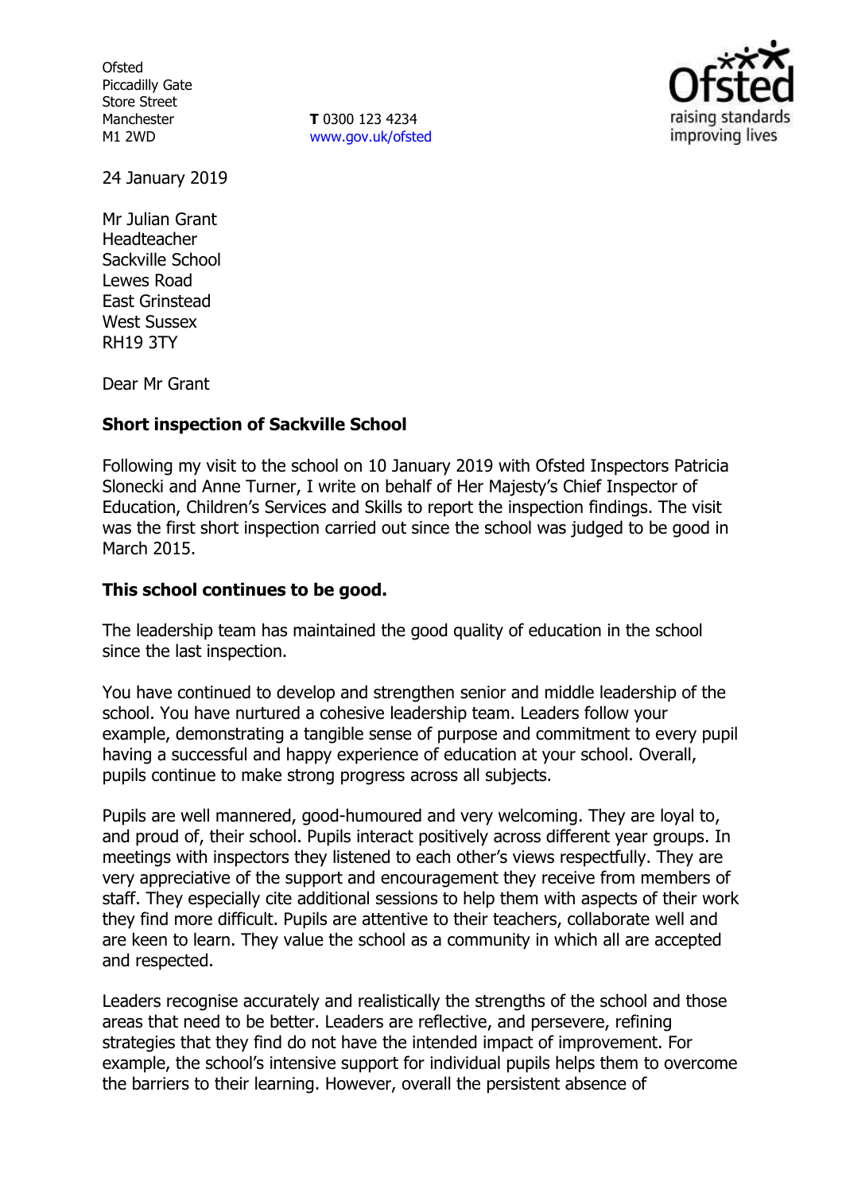Ofsted
Piccadilly Gate
Store Street
Manchester
M1 2WD

**T** 0300 123 4234
www.gov.uk/ofsted

24 January 2019

Mr Julian Grant
Headteacher
Sackville School
Lewes Road
East Grinstead
West Sussex
RH19 3TY

Dear Mr Grant

**Short inspection of Sackville School**

Following my visit to the school on 10 January 2019 with Ofsted Inspectors Patricia Slonecki and Anne Turner, I write on behalf of Her Majesty's Chief Inspector of Education, Children's Services and Skills to report the inspection findings. The visit was the first short inspection carried out since the school was judged to be good in March 2015.

**This school continues to be good.**

The leadership team has maintained the good quality of education in the school since the last inspection.

You have continued to develop and strengthen senior and middle leadership of the school. You have nurtured a cohesive leadership team. Leaders follow your example, demonstrating a tangible sense of purpose and commitment to every pupil having a successful and happy experience of education at your school. Overall, pupils continue to make strong progress across all subjects.

Pupils are well mannered, good-humoured and very welcoming. They are loyal to, and proud of, their school. Pupils interact positively across different year groups. In meetings with inspectors they listened to each other's views respectfully. They are very appreciative of the support and encouragement they receive from members of staff. They especially cite additional sessions to help them with aspects of their work they find more difficult. Pupils are attentive to their teachers, collaborate well and are keen to learn. They value the school as a community in which all are accepted and respected.

Leaders recognise accurately and realistically the strengths of the school and those areas that need to be better. Leaders are reflective, and persevere, refining strategies that they find do not have the intended impact of improvement. For example, the school's intensive support for individual pupils helps them to overcome the barriers to their learning. However, overall the persistent absence of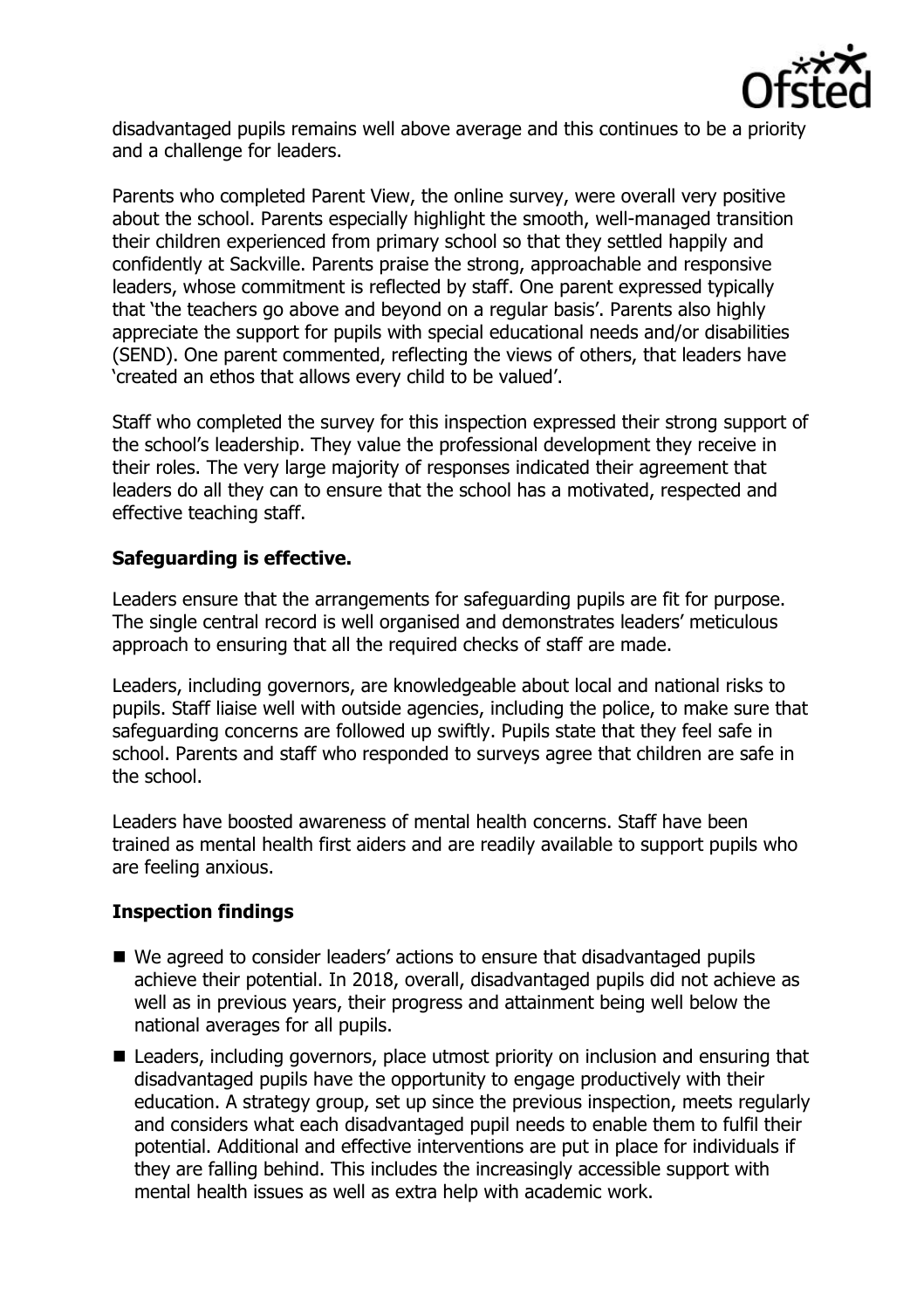disadvantaged pupils remains well above average and this continues to be a priority and a challenge for leaders.

Parents who completed Parent View, the online survey, were overall very positive about the school. Parents especially highlight the smooth, well-managed transition their children experienced from primary school so that they settled happily and confidently at Sackville. Parents praise the strong, approachable and responsive leaders, whose commitment is reflected by staff. One parent expressed typically that 'the teachers go above and beyond on a regular basis'. Parents also highly appreciate the support for pupils with special educational needs and/or disabilities (SEND). One parent commented, reflecting the views of others, that leaders have 'created an ethos that allows every child to be valued'.

Staff who completed the survey for this inspection expressed their strong support of the school's leadership. They value the professional development they receive in their roles. The very large majority of responses indicated their agreement that leaders do all they can to ensure that the school has a motivated, respected and effective teaching staff.

**Safeguarding is effective.**

Leaders ensure that the arrangements for safeguarding pupils are fit for purpose. The single central record is well organised and demonstrates leaders' meticulous approach to ensuring that all the required checks of staff are made.

Leaders, including governors, are knowledgeable about local and national risks to pupils. Staff liaise well with outside agencies, including the police, to make sure that safeguarding concerns are followed up swiftly. Pupils state that they feel safe in school. Parents and staff who responded to surveys agree that children are safe in the school.

Leaders have boosted awareness of mental health concerns. Staff have been trained as mental health first aiders and are readily available to support pupils who are feeling anxious.

**Inspection findings**

- We agreed to consider leaders' actions to ensure that disadvantaged pupils achieve their potential. In 2018, overall, disadvantaged pupils did not achieve as well as in previous years, their progress and attainment being well below the national averages for all pupils.
- Leaders, including governors, place utmost priority on inclusion and ensuring that disadvantaged pupils have the opportunity to engage productively with their education. A strategy group, set up since the previous inspection, meets regularly and considers what each disadvantaged pupil needs to enable them to fulfil their potential. Additional and effective interventions are put in place for individuals if they are falling behind. This includes the increasingly accessible support with mental health issues as well as extra help with academic work.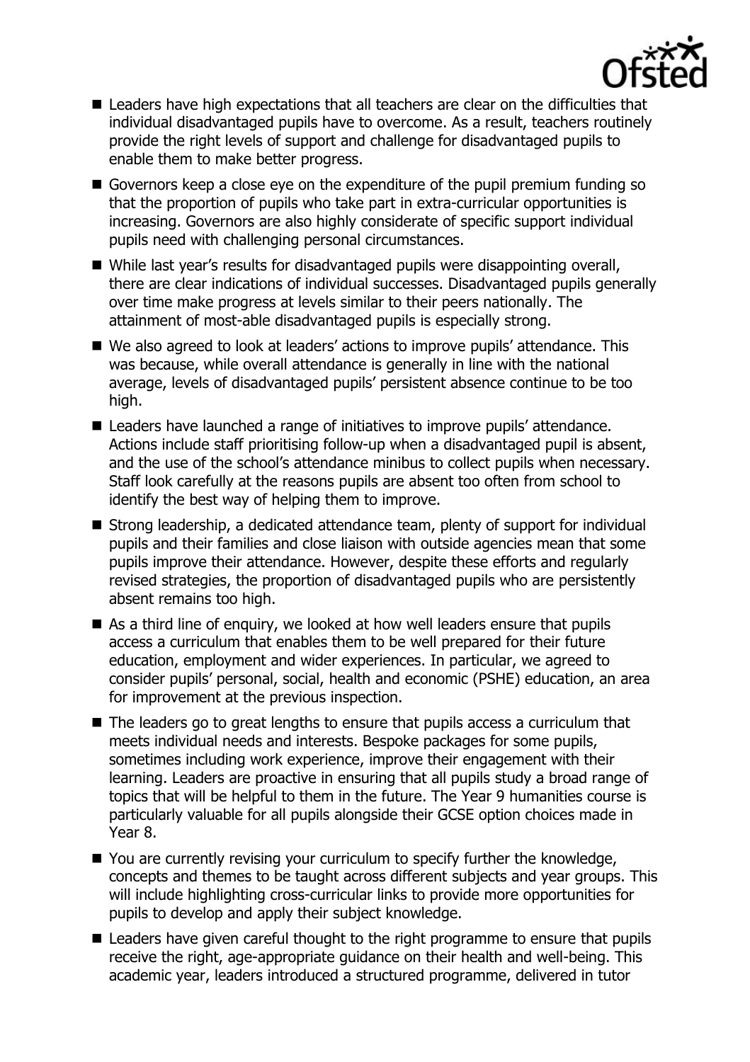- Leaders have high expectations that all teachers are clear on the difficulties that individual disadvantaged pupils have to overcome. As a result, teachers routinely provide the right levels of support and challenge for disadvantaged pupils to enable them to make better progress.
- Governors keep a close eye on the expenditure of the pupil premium funding so that the proportion of pupils who take part in extra-curricular opportunities is increasing. Governors are also highly considerate of specific support individual pupils need with challenging personal circumstances.
- While last year's results for disadvantaged pupils were disappointing overall, there are clear indications of individual successes. Disadvantaged pupils generally over time make progress at levels similar to their peers nationally. The attainment of most-able disadvantaged pupils is especially strong.
- We also agreed to look at leaders' actions to improve pupils' attendance. This was because, while overall attendance is generally in line with the national average, levels of disadvantaged pupils' persistent absence continue to be too high.
- Leaders have launched a range of initiatives to improve pupils' attendance. Actions include staff prioritising follow-up when a disadvantaged pupil is absent, and the use of the school's attendance minibus to collect pupils when necessary. Staff look carefully at the reasons pupils are absent too often from school to identify the best way of helping them to improve.
- Strong leadership, a dedicated attendance team, plenty of support for individual pupils and their families and close liaison with outside agencies mean that some pupils improve their attendance. However, despite these efforts and regularly revised strategies, the proportion of disadvantaged pupils who are persistently absent remains too high.
- As a third line of enquiry, we looked at how well leaders ensure that pupils access a curriculum that enables them to be well prepared for their future education, employment and wider experiences. In particular, we agreed to consider pupils' personal, social, health and economic (PSHE) education, an area for improvement at the previous inspection.
- The leaders go to great lengths to ensure that pupils access a curriculum that meets individual needs and interests. Bespoke packages for some pupils, sometimes including work experience, improve their engagement with their learning. Leaders are proactive in ensuring that all pupils study a broad range of topics that will be helpful to them in the future. The Year 9 humanities course is particularly valuable for all pupils alongside their GCSE option choices made in Year 8.
- You are currently revising your curriculum to specify further the knowledge, concepts and themes to be taught across different subjects and year groups. This will include highlighting cross-curricular links to provide more opportunities for pupils to develop and apply their subject knowledge.
- Leaders have given careful thought to the right programme to ensure that pupils receive the right, age-appropriate guidance on their health and well-being. This academic year, leaders introduced a structured programme, delivered in tutor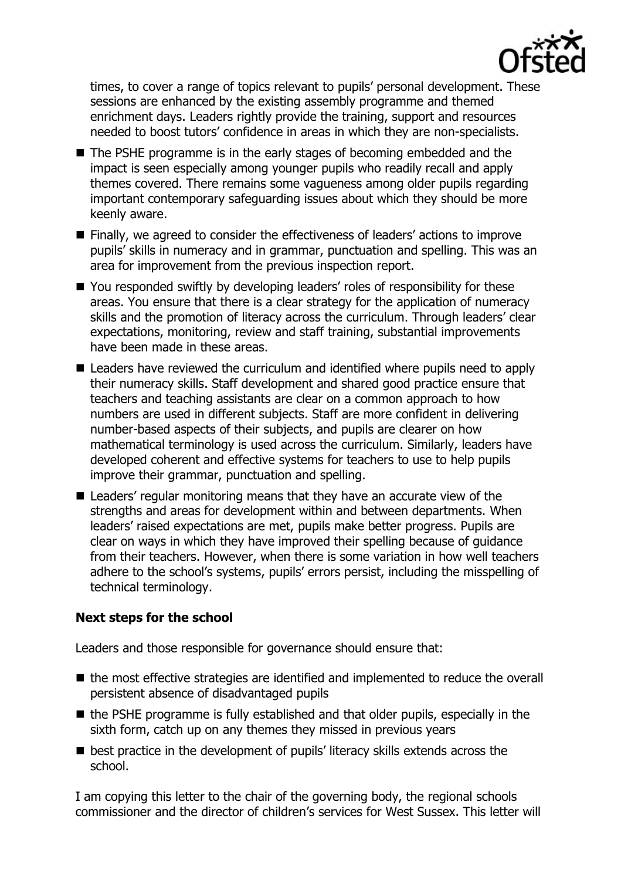times, to cover a range of topics relevant to pupils' personal development. These sessions are enhanced by the existing assembly programme and themed enrichment days. Leaders rightly provide the training, support and resources needed to boost tutors' confidence in areas in which they are non-specialists.

- The PSHE programme is in the early stages of becoming embedded and the impact is seen especially among younger pupils who readily recall and apply themes covered. There remains some vagueness among older pupils regarding important contemporary safeguarding issues about which they should be more keenly aware.
- Finally, we agreed to consider the effectiveness of leaders' actions to improve pupils' skills in numeracy and in grammar, punctuation and spelling. This was an area for improvement from the previous inspection report.
- You responded swiftly by developing leaders' roles of responsibility for these areas. You ensure that there is a clear strategy for the application of numeracy skills and the promotion of literacy across the curriculum. Through leaders' clear expectations, monitoring, review and staff training, substantial improvements have been made in these areas.
- Leaders have reviewed the curriculum and identified where pupils need to apply their numeracy skills. Staff development and shared good practice ensure that teachers and teaching assistants are clear on a common approach to how numbers are used in different subjects. Staff are more confident in delivering number-based aspects of their subjects, and pupils are clearer on how mathematical terminology is used across the curriculum. Similarly, leaders have developed coherent and effective systems for teachers to use to help pupils improve their grammar, punctuation and spelling.
- Leaders' regular monitoring means that they have an accurate view of the strengths and areas for development within and between departments. When leaders' raised expectations are met, pupils make better progress. Pupils are clear on ways in which they have improved their spelling because of guidance from their teachers. However, when there is some variation in how well teachers adhere to the school's systems, pupils' errors persist, including the misspelling of technical terminology.

### Next steps for the school

Leaders and those responsible for governance should ensure that:

- the most effective strategies are identified and implemented to reduce the overall persistent absence of disadvantaged pupils
- the PSHE programme is fully established and that older pupils, especially in the sixth form, catch up on any themes they missed in previous years
- best practice in the development of pupils' literacy skills extends across the school.

I am copying this letter to the chair of the governing body, the regional schools commissioner and the director of children's services for West Sussex. This letter will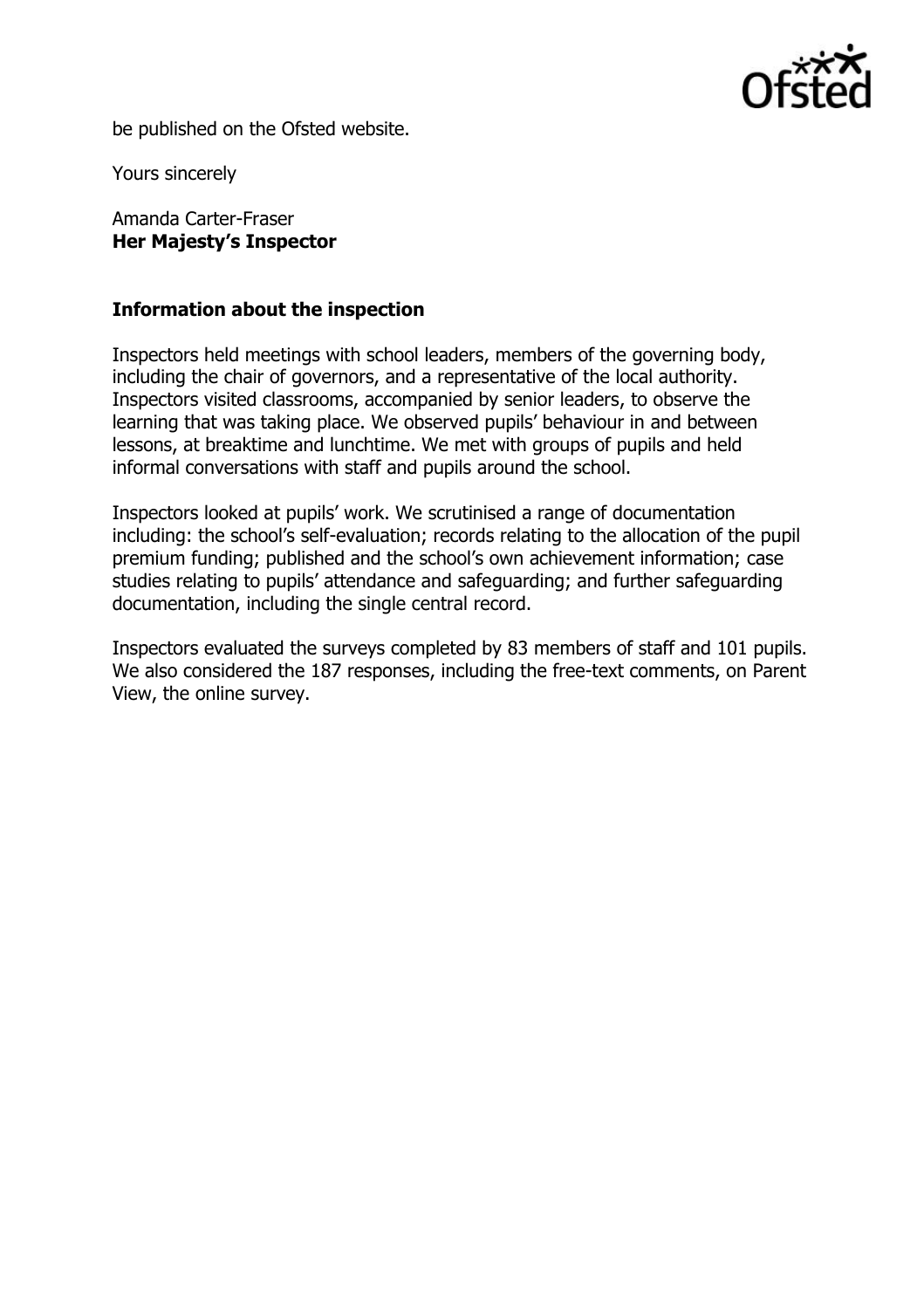be published on the Ofsted website.

Yours sincerely

Amanda Carter-Fraser
**Her Majesty's Inspector**

## Information about the inspection

Inspectors held meetings with school leaders, members of the governing body, including the chair of governors, and a representative of the local authority. Inspectors visited classrooms, accompanied by senior leaders, to observe the learning that was taking place. We observed pupils' behaviour in and between lessons, at breaktime and lunchtime. We met with groups of pupils and held informal conversations with staff and pupils around the school.

Inspectors looked at pupils' work. We scrutinised a range of documentation including: the school's self-evaluation; records relating to the allocation of the pupil premium funding; published and the school's own achievement information; case studies relating to pupils' attendance and safeguarding; and further safeguarding documentation, including the single central record.

Inspectors evaluated the surveys completed by 83 members of staff and 101 pupils. We also considered the 187 responses, including the free-text comments, on Parent View, the online survey.